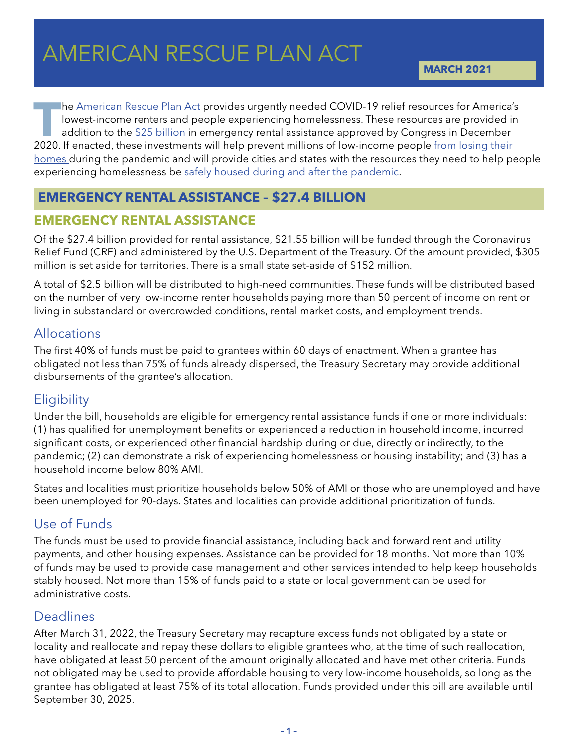# AMERICAN RESCUE PLAN ACT

**MARCH 2021**

The American Rescue Plan Act provides urgently needed COVID-19 relief resources for America's lowest-income renters and people experiencing homelessness. These resources are provided in addition to the $25 billion in emergency rental assistance approved by Congress in December 2020. If enacted, these investments will help prevent millions of low-income people from losing their homes during the pandemic and will provide cities and states with the resources they need to help people experiencing homelessness be safely housed during and after the pandemic.

## EMERGENCY RENTAL ASSISTANCE – $27.4 BILLION

### EMERGENCY RENTAL ASSISTANCE

Of the $27.4 billion provided for rental assistance, $21.55 billion will be funded through the Coronavirus Relief Fund (CRF) and administered by the U.S. Department of the Treasury. Of the amount provided, $305 million is set aside for territories. There is a small state set-aside of $152 million.

A total of $2.5 billion will be distributed to high-need communities. These funds will be distributed based on the number of very low-income renter households paying more than 50 percent of income on rent or living in substandard or overcrowded conditions, rental market costs, and employment trends.

### Allocations

The first 40% of funds must be paid to grantees within 60 days of enactment. When a grantee has obligated not less than 75% of funds already dispersed, the Treasury Secretary may provide additional disbursements of the grantee's allocation.

### Eligibility

Under the bill, households are eligible for emergency rental assistance funds if one or more individuals: (1) has qualified for unemployment benefits or experienced a reduction in household income, incurred significant costs, or experienced other financial hardship during or due, directly or indirectly, to the pandemic; (2) can demonstrate a risk of experiencing homelessness or housing instability; and (3) has a household income below 80% AMI.

States and localities must prioritize households below 50% of AMI or those who are unemployed and have been unemployed for 90-days. States and localities can provide additional prioritization of funds.

### Use of Funds

The funds must be used to provide financial assistance, including back and forward rent and utility payments, and other housing expenses. Assistance can be provided for 18 months. Not more than 10% of funds may be used to provide case management and other services intended to help keep households stably housed. Not more than 15% of funds paid to a state or local government can be used for administrative costs.

### Deadlines

After March 31, 2022, the Treasury Secretary may recapture excess funds not obligated by a state or locality and reallocate and repay these dollars to eligible grantees who, at the time of such reallocation, have obligated at least 50 percent of the amount originally allocated and have met other criteria. Funds not obligated may be used to provide affordable housing to very low-income households, so long as the grantee has obligated at least 75% of its total allocation. Funds provided under this bill are available until September 30, 2025.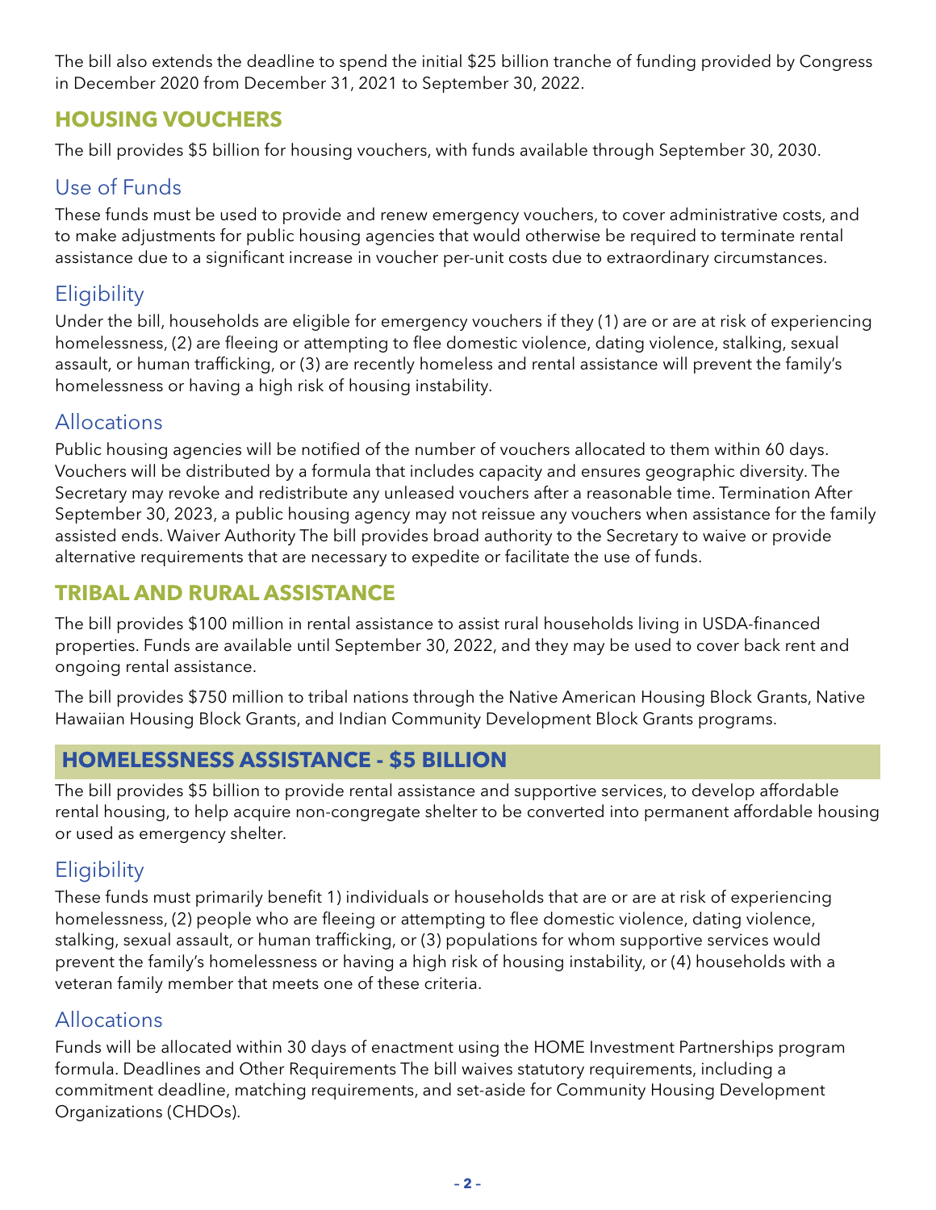The bill also extends the deadline to spend the initial $25 billion tranche of funding provided by Congress in December 2020 from December 31, 2021 to September 30, 2022.

## HOUSING VOUCHERS

The bill provides $5 billion for housing vouchers, with funds available through September 30, 2030.

### Use of Funds

These funds must be used to provide and renew emergency vouchers, to cover administrative costs, and to make adjustments for public housing agencies that would otherwise be required to terminate rental assistance due to a significant increase in voucher per-unit costs due to extraordinary circumstances.

### Eligibility

Under the bill, households are eligible for emergency vouchers if they (1) are or are at risk of experiencing homelessness, (2) are fleeing or attempting to flee domestic violence, dating violence, stalking, sexual assault, or human trafficking, or (3) are recently homeless and rental assistance will prevent the family's homelessness or having a high risk of housing instability.

### Allocations

Public housing agencies will be notified of the number of vouchers allocated to them within 60 days. Vouchers will be distributed by a formula that includes capacity and ensures geographic diversity. The Secretary may revoke and redistribute any unleased vouchers after a reasonable time. Termination After September 30, 2023, a public housing agency may not reissue any vouchers when assistance for the family assisted ends. Waiver Authority The bill provides broad authority to the Secretary to waive or provide alternative requirements that are necessary to expedite or facilitate the use of funds.

## TRIBAL AND RURAL ASSISTANCE

The bill provides $100 million in rental assistance to assist rural households living in USDA-financed properties. Funds are available until September 30, 2022, and they may be used to cover back rent and ongoing rental assistance.

The bill provides $750 million to tribal nations through the Native American Housing Block Grants, Native Hawaiian Housing Block Grants, and Indian Community Development Block Grants programs.

## HOMELESSNESS ASSISTANCE - $5 BILLION

The bill provides $5 billion to provide rental assistance and supportive services, to develop affordable rental housing, to help acquire non-congregate shelter to be converted into permanent affordable housing or used as emergency shelter.

### Eligibility

These funds must primarily benefit 1) individuals or households that are or are at risk of experiencing homelessness, (2) people who are fleeing or attempting to flee domestic violence, dating violence, stalking, sexual assault, or human trafficking, or (3) populations for whom supportive services would prevent the family's homelessness or having a high risk of housing instability, or (4) households with a veteran family member that meets one of these criteria.

### Allocations

Funds will be allocated within 30 days of enactment using the HOME Investment Partnerships program formula. Deadlines and Other Requirements The bill waives statutory requirements, including a commitment deadline, matching requirements, and set-aside for Community Housing Development Organizations (CHDOs).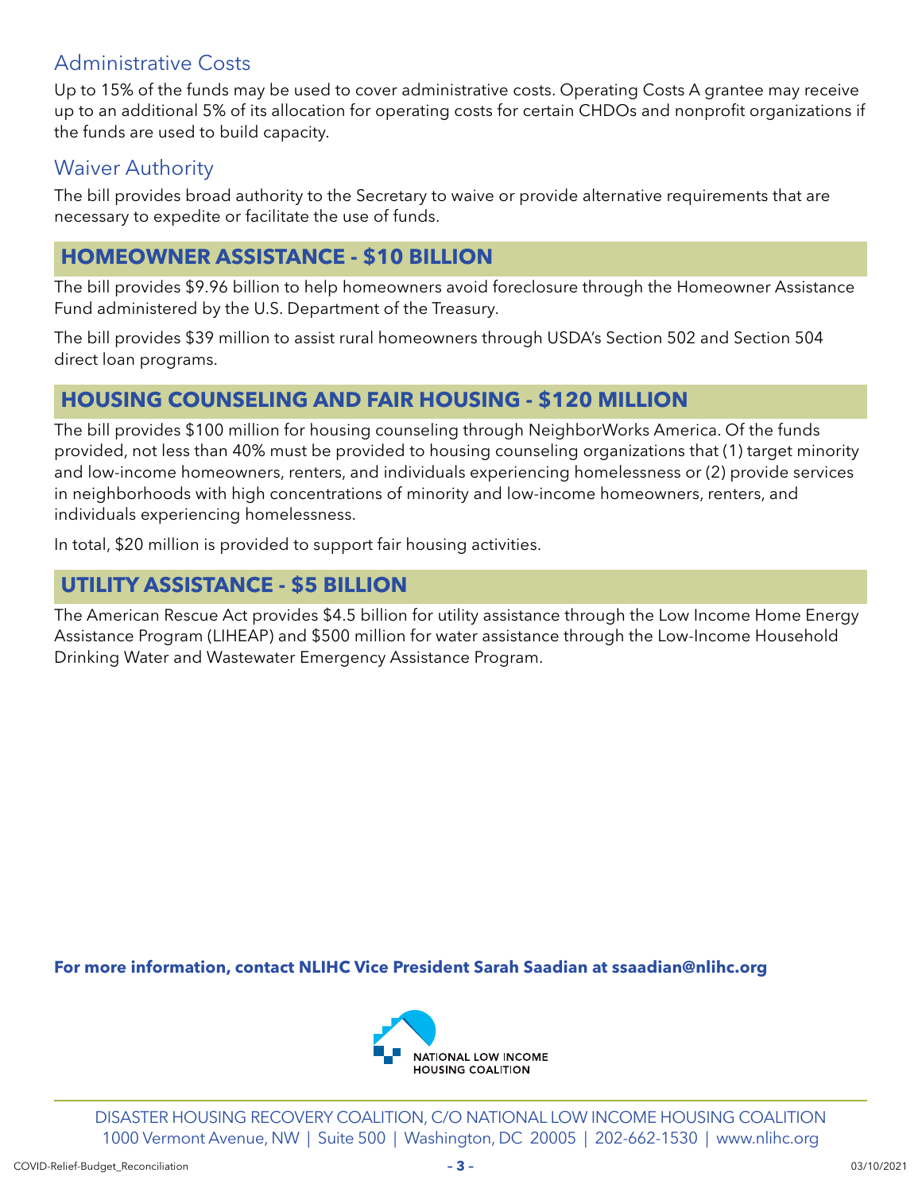### Administrative Costs

Up to 15% of the funds may be used to cover administrative costs. Operating Costs A grantee may receive up to an additional 5% of its allocation for operating costs for certain CHDOs and nonprofit organizations if the funds are used to build capacity.

### Waiver Authority

The bill provides broad authority to the Secretary to waive or provide alternative requirements that are necessary to expedite or facilitate the use of funds.

## HOMEOWNER ASSISTANCE - $10 BILLION

The bill provides $9.96 billion to help homeowners avoid foreclosure through the Homeowner Assistance Fund administered by the U.S. Department of the Treasury.

The bill provides $39 million to assist rural homeowners through USDA's Section 502 and Section 504 direct loan programs.

## HOUSING COUNSELING AND FAIR HOUSING - $120 MILLION

The bill provides $100 million for housing counseling through NeighborWorks America. Of the funds provided, not less than 40% must be provided to housing counseling organizations that (1) target minority and low-income homeowners, renters, and individuals experiencing homelessness or (2) provide services in neighborhoods with high concentrations of minority and low-income homeowners, renters, and individuals experiencing homelessness.

In total, $20 million is provided to support fair housing activities.

## UTILITY ASSISTANCE - $5 BILLION

The American Rescue Act provides $4.5 billion for utility assistance through the Low Income Home Energy Assistance Program (LIHEAP) and $500 million for water assistance through the Low-Income Household Drinking Water and Wastewater Emergency Assistance Program.

**For more information, contact NLIHC Vice President Sarah Saadian at ssaadian@nlihc.org**

NATIONAL LOW INCOME HOUSING COALITION

DISASTER HOUSING RECOVERY COALITION, C/O NATIONAL LOW INCOME HOUSING COALITION
1000 Vermont Avenue, NW | Suite 500 | Washington, DC 20005 | 202-662-1530 | www.nlihc.org